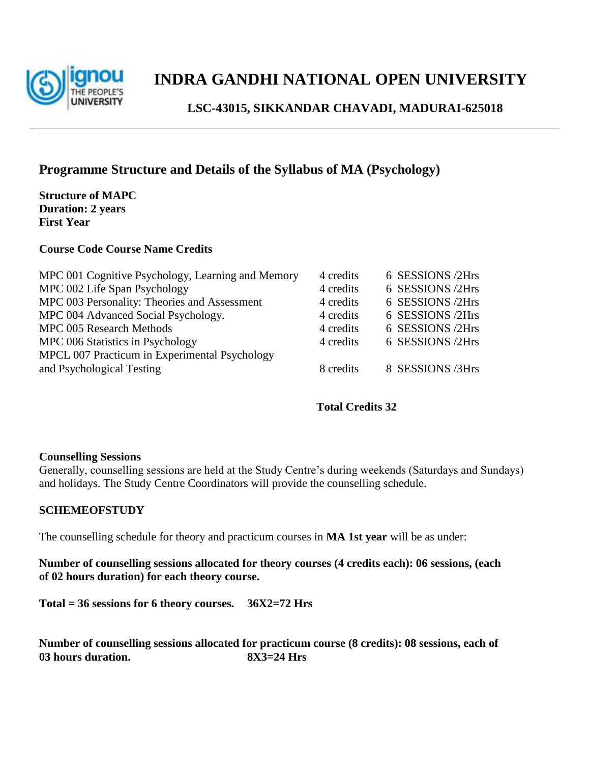# INDRA GANDHI NATIONAL OPEN UNIVERSITY

### LSC-43015, SIKKANDAR CHAVADI, MADURAI-625018

## Programme Structure and Details of the Syllabus of MA (Psychology)

**Structure of MAPC**
**Duration: 2 years**
**First Year**

**Course Code Course Name Credits**

| Course | Credits | Sessions |
|---|---|---|
| MPC 001 Cognitive Psychology, Learning and Memory | 4 credits | 6 SESSIONS /2Hrs |
| MPC 002 Life Span Psychology | 4 credits | 6 SESSIONS /2Hrs |
| MPC 003 Personality: Theories and Assessment | 4 credits | 6 SESSIONS /2Hrs |
| MPC 004 Advanced Social Psychology. | 4 credits | 6 SESSIONS /2Hrs |
| MPC 005 Research Methods | 4 credits | 6 SESSIONS /2Hrs |
| MPC 006 Statistics in Psychology | 4 credits | 6 SESSIONS /2Hrs |
| MPCL 007 Practicum in Experimental Psychology and Psychological Testing | 8 credits | 8 SESSIONS /3Hrs |

**Total Credits 32**

**Counselling Sessions**
Generally, counselling sessions are held at the Study Centre's during weekends (Saturdays and Sundays) and holidays. The Study Centre Coordinators will provide the counselling schedule.

**SCHEMEOFSTUDY**

The counselling schedule for theory and practicum courses in **MA 1st year** will be as under:

**Number of counselling sessions allocated for theory courses (4 credits each): 06 sessions, (each of 02 hours duration) for each theory course.**

**Total = 36 sessions for 6 theory courses. 36X2=72 Hrs**

**Number of counselling sessions allocated for practicum course (8 credits): 08 sessions, each of 03 hours duration. 8X3=24 Hrs**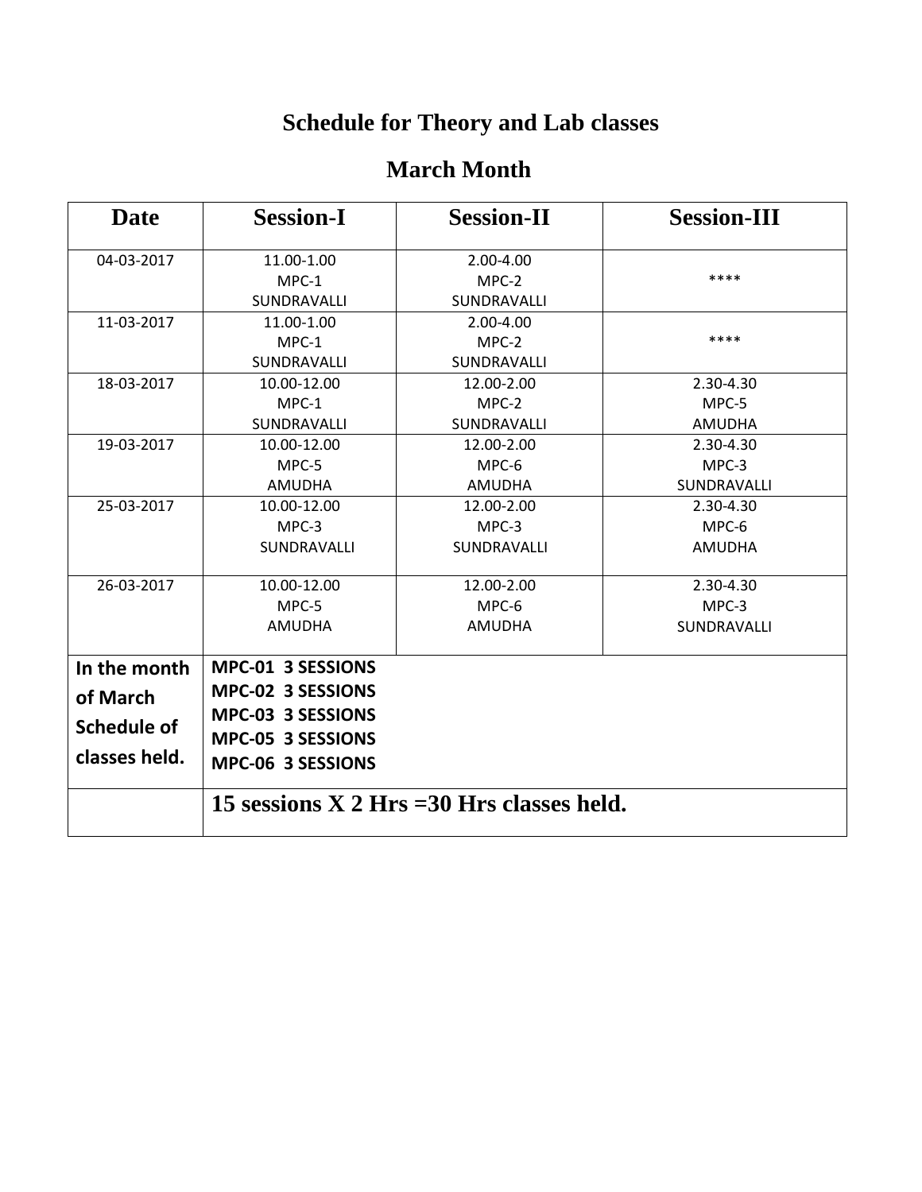# Schedule for Theory and Lab classes

## March Month

| Date | Session-I | Session-II | Session-III |
|---|---|---|---|
| 04-03-2017 | 11.00-1.00<br>MPC-1<br>SUNDRAVALLI | 2.00-4.00<br>MPC-2<br>SUNDRAVALLI | **** |
| 11-03-2017 | 11.00-1.00<br>MPC-1<br>SUNDRAVALLI | 2.00-4.00<br>MPC-2<br>SUNDRAVALLI | **** |
| 18-03-2017 | 10.00-12.00<br>MPC-1<br>SUNDRAVALLI | 12.00-2.00<br>MPC-2<br>SUNDRAVALLI | 2.30-4.30<br>MPC-5<br>AMUDHA |
| 19-03-2017 | 10.00-12.00<br>MPC-5<br>AMUDHA | 12.00-2.00<br>MPC-6<br>AMUDHA | 2.30-4.30<br>MPC-3<br>SUNDRAVALLI |
| 25-03-2017 | 10.00-12.00<br>MPC-3<br>SUNDRAVALLI | 12.00-2.00<br>MPC-3<br>SUNDRAVALLI | 2.30-4.30<br>MPC-6<br>AMUDHA |
| 26-03-2017 | 10.00-12.00<br>MPC-5<br>AMUDHA | 12.00-2.00<br>MPC-6<br>AMUDHA | 2.30-4.30<br>MPC-3<br>SUNDRAVALLI |
| **In the month of March Schedule of classes held.** | **MPC-01 3 SESSIONS<br>MPC-02 3 SESSIONS<br>MPC-03 3 SESSIONS<br>MPC-05 3 SESSIONS<br>MPC-06 3 SESSIONS** | | |
| | **15 sessions X 2 Hrs =30 Hrs classes held.** | | |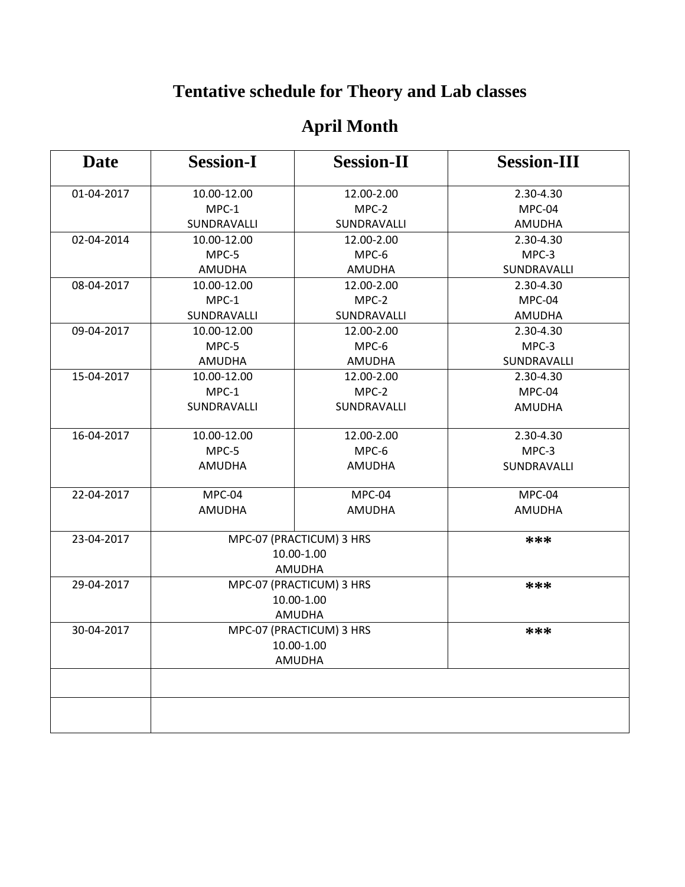# Tentative schedule for Theory and Lab classes

## April Month

| Date | Session-I | Session-II | Session-III |
|---|---|---|---|
| 01-04-2017 | 10.00-12.00 MPC-1 SUNDRAVALLI | 12.00-2.00 MPC-2 SUNDRAVALLI | 2.30-4.30 MPC-04 AMUDHA |
| 02-04-2014 | 10.00-12.00 MPC-5 AMUDHA | 12.00-2.00 MPC-6 AMUDHA | 2.30-4.30 MPC-3 SUNDRAVALLI |
| 08-04-2017 | 10.00-12.00 MPC-1 SUNDRAVALLI | 12.00-2.00 MPC-2 SUNDRAVALLI | 2.30-4.30 MPC-04 AMUDHA |
| 09-04-2017 | 10.00-12.00 MPC-5 AMUDHA | 12.00-2.00 MPC-6 AMUDHA | 2.30-4.30 MPC-3 SUNDRAVALLI |
| 15-04-2017 | 10.00-12.00 MPC-1 SUNDRAVALLI | 12.00-2.00 MPC-2 SUNDRAVALLI | 2.30-4.30 MPC-04 AMUDHA |
| 16-04-2017 | 10.00-12.00 MPC-5 AMUDHA | 12.00-2.00 MPC-6 AMUDHA | 2.30-4.30 MPC-3 SUNDRAVALLI |
| 22-04-2017 | MPC-04 AMUDHA | MPC-04 AMUDHA | MPC-04 AMUDHA |
| 23-04-2017 | MPC-07 (PRACTICUM) 3 HRS 10.00-1.00 AMUDHA | | *** |
| 29-04-2017 | MPC-07 (PRACTICUM) 3 HRS 10.00-1.00 AMUDHA | | *** |
| 30-04-2017 | MPC-07 (PRACTICUM) 3 HRS 10.00-1.00 AMUDHA | | *** |
| | | | |
| | | | |